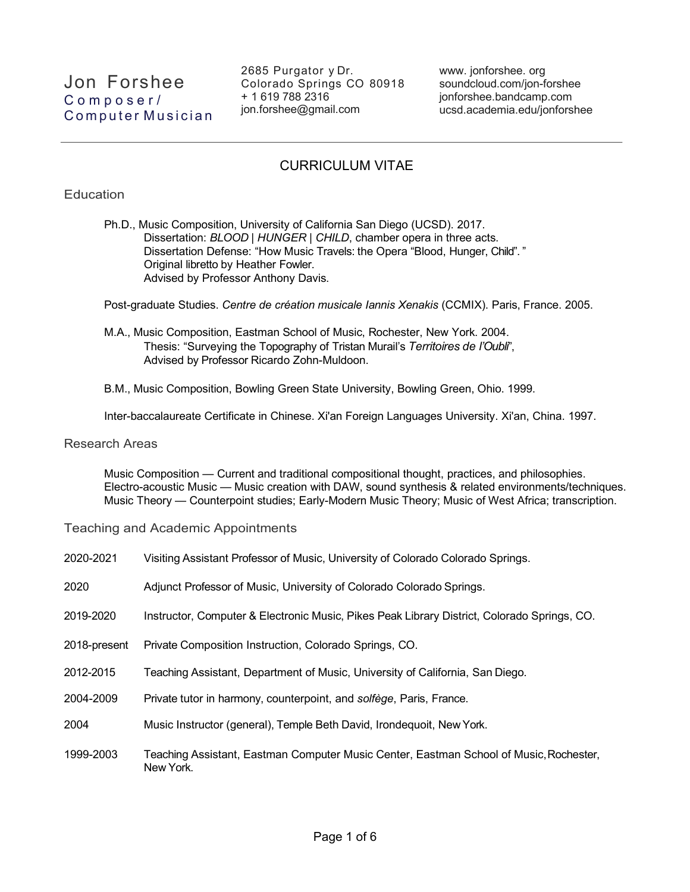# Jon Forshee
**Composer/ Computer Musician**

2685 Purgatory Dr.
Colorado Springs CO 80918
+ 1 619 788 2316
jon.forshee@gmail.com

www. jonforshee. org
soundcloud.com/jon-forshee
jonforshee.bandcamp.com
ucsd.academia.edu/jonforshee

---

## CURRICULUM VITAE

### Education

Ph.D., Music Composition, University of California San Diego (UCSD). 2017.
Dissertation: *BLOOD* | *HUNGER* | *CHILD*, chamber opera in three acts.
Dissertation Defense: "How Music Travels: the Opera "Blood, Hunger, Child"."
Original libretto by Heather Fowler.
Advised by Professor Anthony Davis.

Post-graduate Studies. *Centre de création musicale Iannis Xenakis* (CCMIX). Paris, France. 2005.

M.A., Music Composition, Eastman School of Music, Rochester, New York. 2004.
Thesis: "Surveying the Topography of Tristan Murail's *Territoires de l'Oubli*",
Advised by Professor Ricardo Zohn-Muldoon.

B.M., Music Composition, Bowling Green State University, Bowling Green, Ohio. 1999.

Inter-baccalaureate Certificate in Chinese. Xi'an Foreign Languages University. Xi'an, China. 1997.

### Research Areas

Music Composition — Current and traditional compositional thought, practices, and philosophies.
Electro-acoustic Music — Music creation with DAW, sound synthesis & related environments/techniques.
Music Theory — Counterpoint studies; Early-Modern Music Theory; Music of West Africa; transcription.

### Teaching and Academic Appointments

2020-2021 Visiting Assistant Professor of Music, University of Colorado Colorado Springs.

2020 Adjunct Professor of Music, University of Colorado Colorado Springs.

2019-2020 Instructor, Computer & Electronic Music, Pikes Peak Library District, Colorado Springs, CO.

2018-present Private Composition Instruction, Colorado Springs, CO.

2012-2015 Teaching Assistant, Department of Music, University of California, San Diego.

2004-2009 Private tutor in harmony, counterpoint, and *solfège*, Paris, France.

2004 Music Instructor (general), Temple Beth David, Irondequoit, New York.

1999-2003 Teaching Assistant, Eastman Computer Music Center, Eastman School of Music, Rochester, New York.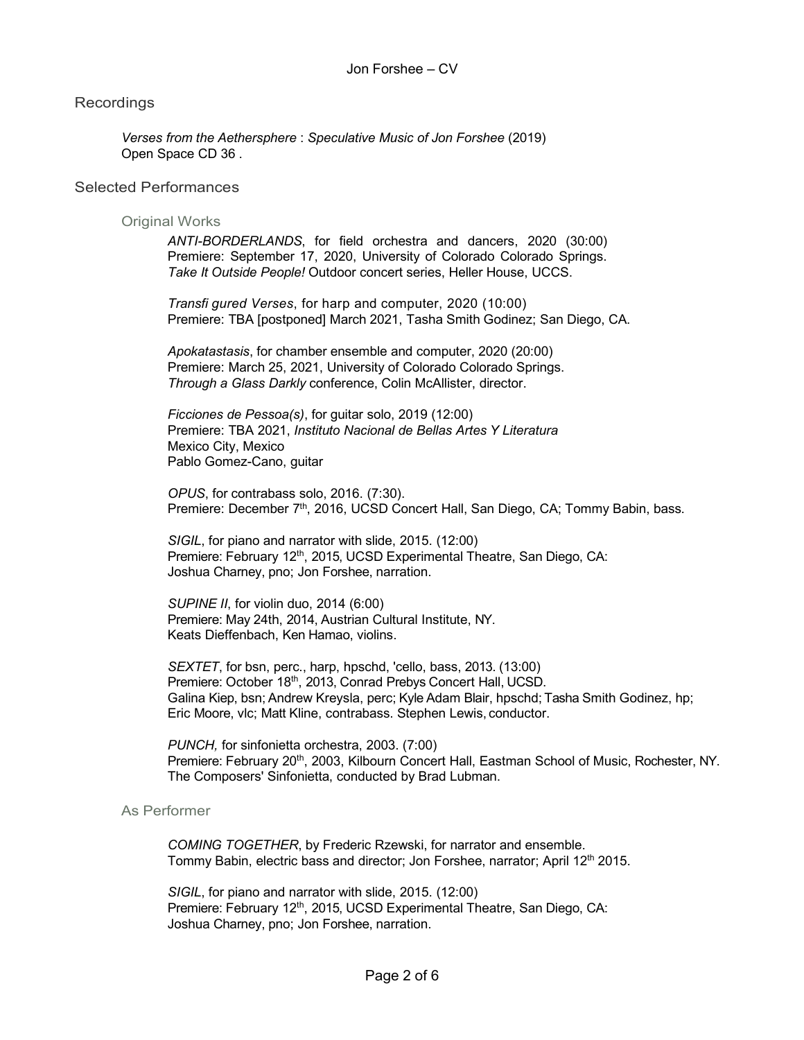## Recordings

*Verses from the Aethersphere* : *Speculative Music of Jon Forshee* (2019)
Open Space CD 36 .

## Selected Performances

### Original Works

*ANTI-BORDERLANDS*, for field orchestra and dancers, 2020 (30:00)
Premiere: September 17, 2020, University of Colorado Colorado Springs.
*Take It Outside People!* Outdoor concert series, Heller House, UCCS.

*Transfi gured Verses*, for harp and computer, 2020 (10:00)
Premiere: TBA [postponed] March 2021, Tasha Smith Godinez; San Diego, CA.

*Apokatastasis*, for chamber ensemble and computer, 2020 (20:00)
Premiere: March 25, 2021, University of Colorado Colorado Springs.
*Through a Glass Darkly* conference, Colin McAllister, director.

*Ficciones de Pessoa(s)*, for guitar solo, 2019 (12:00)
Premiere: TBA 2021, *Instituto Nacional de Bellas Artes Y Literatura*
Mexico City, Mexico
Pablo Gomez-Cano, guitar

*OPUS*, for contrabass solo, 2016. (7:30).
Premiere: December 7th, 2016, UCSD Concert Hall, San Diego, CA; Tommy Babin, bass.

*SIGIL*, for piano and narrator with slide, 2015. (12:00)
Premiere: February 12th, 2015, UCSD Experimental Theatre, San Diego, CA:
Joshua Charney, pno; Jon Forshee, narration.

*SUPINE II*, for violin duo, 2014 (6:00)
Premiere: May 24th, 2014, Austrian Cultural Institute, NY.
Keats Dieffenbach, Ken Hamao, violins.

*SEXTET*, for bsn, perc., harp, hpschd, 'cello, bass, 2013. (13:00)
Premiere: October 18th, 2013, Conrad Prebys Concert Hall, UCSD.
Galina Kiep, bsn; Andrew Kreysla, perc; Kyle Adam Blair, hpschd; Tasha Smith Godinez, hp;
Eric Moore, vlc; Matt Kline, contrabass. Stephen Lewis, conductor.

*PUNCH,* for sinfonietta orchestra, 2003. (7:00)
Premiere: February 20th, 2003, Kilbourn Concert Hall, Eastman School of Music, Rochester, NY.
The Composers' Sinfonietta, conducted by Brad Lubman.

### As Performer

*COMING TOGETHER*, by Frederic Rzewski, for narrator and ensemble.
Tommy Babin, electric bass and director; Jon Forshee, narrator; April 12th 2015.

*SIGIL*, for piano and narrator with slide, 2015. (12:00)
Premiere: February 12th, 2015, UCSD Experimental Theatre, San Diego, CA:
Joshua Charney, pno; Jon Forshee, narration.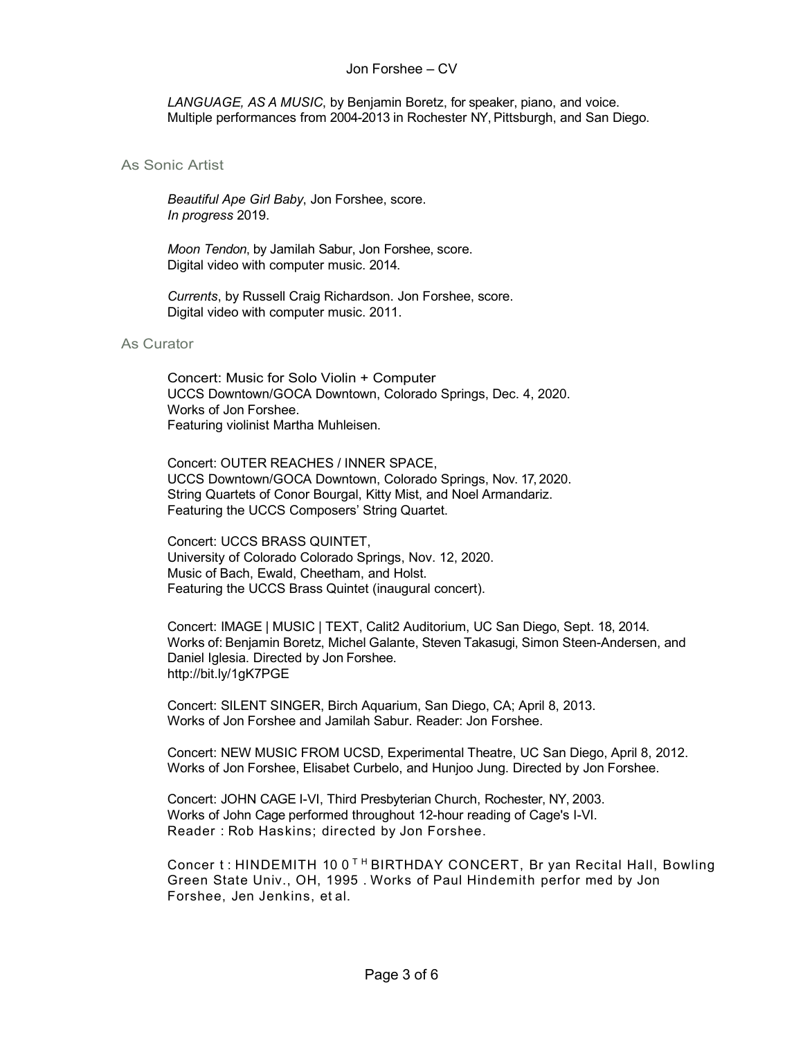*LANGUAGE, AS A MUSIC*, by Benjamin Boretz, for speaker, piano, and voice.
Multiple performances from 2004-2013 in Rochester NY, Pittsburgh, and San Diego.

## As Sonic Artist

*Beautiful Ape Girl Baby*, Jon Forshee, score.
*In progress* 2019.

*Moon Tendon*, by Jamilah Sabur, Jon Forshee, score.
Digital video with computer music. 2014.

*Currents*, by Russell Craig Richardson. Jon Forshee, score.
Digital video with computer music. 2011.

## As Curator

Concert: Music for Solo Violin + Computer
UCCS Downtown/GOCA Downtown, Colorado Springs, Dec. 4, 2020.
Works of Jon Forshee.
Featuring violinist Martha Muhleisen.

Concert: OUTER REACHES / INNER SPACE,
UCCS Downtown/GOCA Downtown, Colorado Springs, Nov. 17, 2020.
String Quartets of Conor Bourgal, Kitty Mist, and Noel Armandariz.
Featuring the UCCS Composers' String Quartet.

Concert: UCCS BRASS QUINTET,
University of Colorado Colorado Springs, Nov. 12, 2020.
Music of Bach, Ewald, Cheetham, and Holst.
Featuring the UCCS Brass Quintet (inaugural concert).

Concert: IMAGE | MUSIC | TEXT, Calit2 Auditorium, UC San Diego, Sept. 18, 2014.
Works of: Benjamin Boretz, Michel Galante, Steven Takasugi, Simon Steen-Andersen, and Daniel Iglesia. Directed by Jon Forshee.
http://bit.ly/1gK7PGE

Concert: SILENT SINGER, Birch Aquarium, San Diego, CA; April 8, 2013.
Works of Jon Forshee and Jamilah Sabur. Reader: Jon Forshee.

Concert: NEW MUSIC FROM UCSD, Experimental Theatre, UC San Diego, April 8, 2012.
Works of Jon Forshee, Elisabet Curbelo, and Hunjoo Jung. Directed by Jon Forshee.

Concert: JOHN CAGE I-VI, Third Presbyterian Church, Rochester, NY, 2003.
Works of John Cage performed throughout 12-hour reading of Cage's I-VI.
Reader : Rob Haskins; directed by Jon Forshee.

Concert : HINDEMITH 100TH BIRTHDAY CONCERT, Bryan Recital Hall, Bowling Green State Univ., OH, 1995. Works of Paul Hindemith performed by Jon Forshee, Jen Jenkins, et al.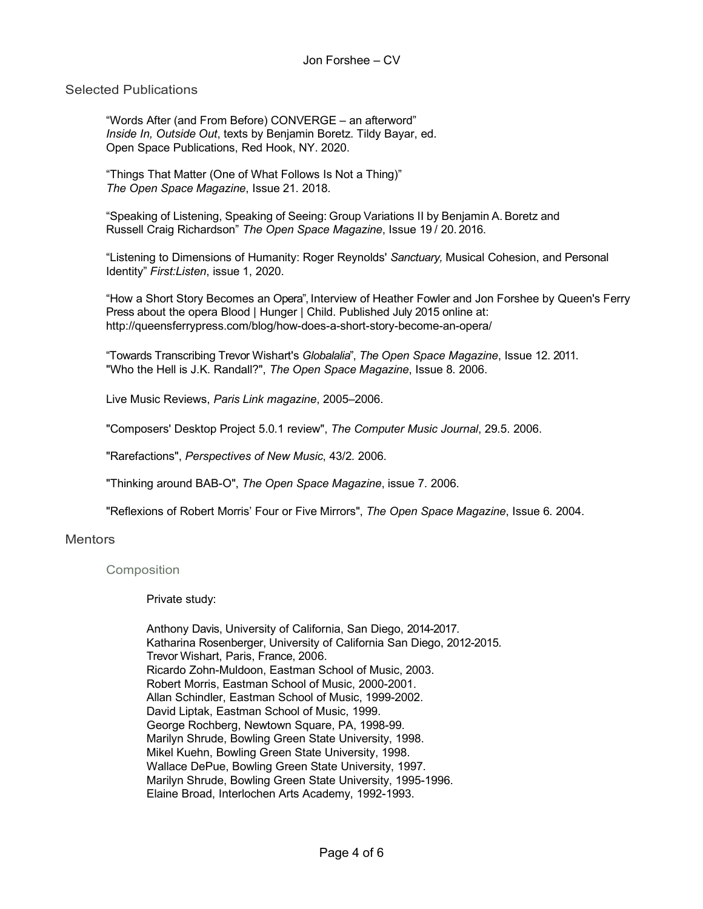## Selected Publications

"Words After (and From Before) CONVERGE – an afterword"
*Inside In, Outside Out*, texts by Benjamin Boretz. Tildy Bayar, ed.
Open Space Publications, Red Hook, NY. 2020.

"Things That Matter (One of What Follows Is Not a Thing)"
*The Open Space Magazine*, Issue 21. 2018.

"Speaking of Listening, Speaking of Seeing: Group Variations II by Benjamin A. Boretz and Russell Craig Richardson" *The Open Space Magazine*, Issue 19 / 20. 2016.

"Listening to Dimensions of Humanity: Roger Reynolds' *Sanctuary,* Musical Cohesion, and Personal Identity" *First:Listen*, issue 1, 2020.

"How a Short Story Becomes an Opera", Interview of Heather Fowler and Jon Forshee by Queen's Ferry Press about the opera Blood | Hunger | Child. Published July 2015 online at: http://queensferrypress.com/blog/how-does-a-short-story-become-an-opera/

"Towards Transcribing Trevor Wishart's *Globalalia*", *The Open Space Magazine*, Issue 12. 2011.
"Who the Hell is J.K. Randall?", *The Open Space Magazine*, Issue 8. 2006.

Live Music Reviews, *Paris Link magazine*, 2005–2006.

"Composers' Desktop Project 5.0.1 review", *The Computer Music Journal*, 29.5. 2006.

"Rarefactions", *Perspectives of New Music*, 43/2. 2006.

"Thinking around BAB-O", *The Open Space Magazine*, issue 7. 2006.

"Reflexions of Robert Morris' Four or Five Mirrors", *The Open Space Magazine*, Issue 6. 2004.

## Mentors

### Composition

Private study:

Anthony Davis, University of California, San Diego, 2014-2017.
Katharina Rosenberger, University of California San Diego, 2012-2015.
Trevor Wishart, Paris, France, 2006.
Ricardo Zohn-Muldoon, Eastman School of Music, 2003.
Robert Morris, Eastman School of Music, 2000-2001.
Allan Schindler, Eastman School of Music, 1999-2002.
David Liptak, Eastman School of Music, 1999.
George Rochberg, Newtown Square, PA, 1998-99.
Marilyn Shrude, Bowling Green State University, 1998.
Mikel Kuehn, Bowling Green State University, 1998.
Wallace DePue, Bowling Green State University, 1997.
Marilyn Shrude, Bowling Green State University, 1995-1996.
Elaine Broad, Interlochen Arts Academy, 1992-1993.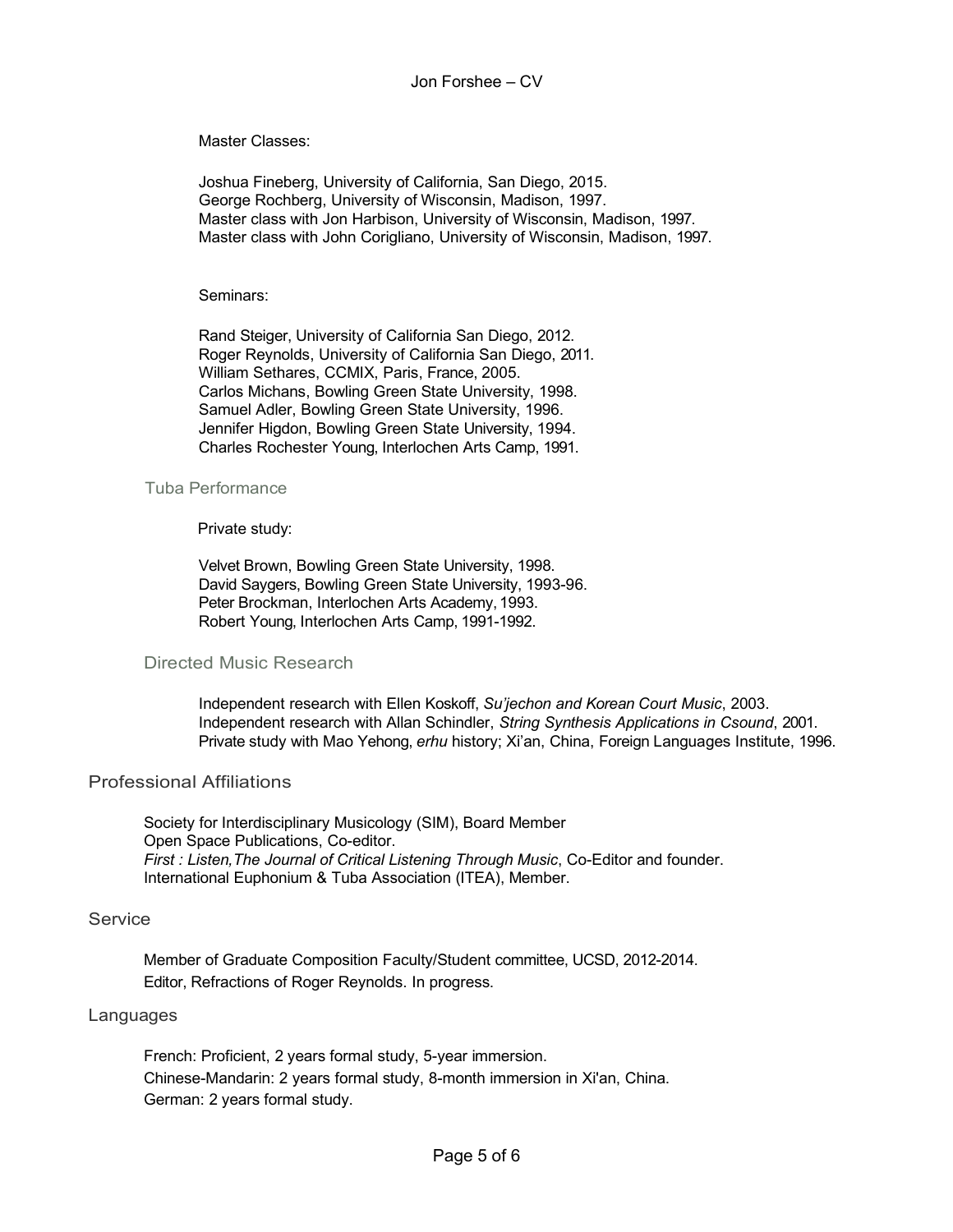Master Classes:

Joshua Fineberg, University of California, San Diego, 2015.
George Rochberg, University of Wisconsin, Madison, 1997.
Master class with Jon Harbison, University of Wisconsin, Madison, 1997.
Master class with John Corigliano, University of Wisconsin, Madison, 1997.

Seminars:

Rand Steiger, University of California San Diego, 2012.
Roger Reynolds, University of California San Diego, 2011.
William Sethares, CCMIX, Paris, France, 2005.
Carlos Michans, Bowling Green State University, 1998.
Samuel Adler, Bowling Green State University, 1996.
Jennifer Higdon, Bowling Green State University, 1994.
Charles Rochester Young, Interlochen Arts Camp, 1991.

### Tuba Performance

Private study:

Velvet Brown, Bowling Green State University, 1998.
David Saygers, Bowling Green State University, 1993-96.
Peter Brockman, Interlochen Arts Academy, 1993.
Robert Young, Interlochen Arts Camp, 1991-1992.

### Directed Music Research

Independent research with Ellen Koskoff, *Su'jechon and Korean Court Music*, 2003.
Independent research with Allan Schindler, *String Synthesis Applications in Csound*, 2001.
Private study with Mao Yehong, *erhu* history; Xi'an, China, Foreign Languages Institute, 1996.

## Professional Affiliations

Society for Interdisciplinary Musicology (SIM), Board Member
Open Space Publications, Co-editor.
*First : Listen,The Journal of Critical Listening Through Music*, Co-Editor and founder.
International Euphonium & Tuba Association (ITEA), Member.

## Service

Member of Graduate Composition Faculty/Student committee, UCSD, 2012-2014.
Editor, Refractions of Roger Reynolds. In progress.

## Languages

French: Proficient, 2 years formal study, 5-year immersion.
Chinese-Mandarin: 2 years formal study, 8-month immersion in Xi'an, China.
German: 2 years formal study.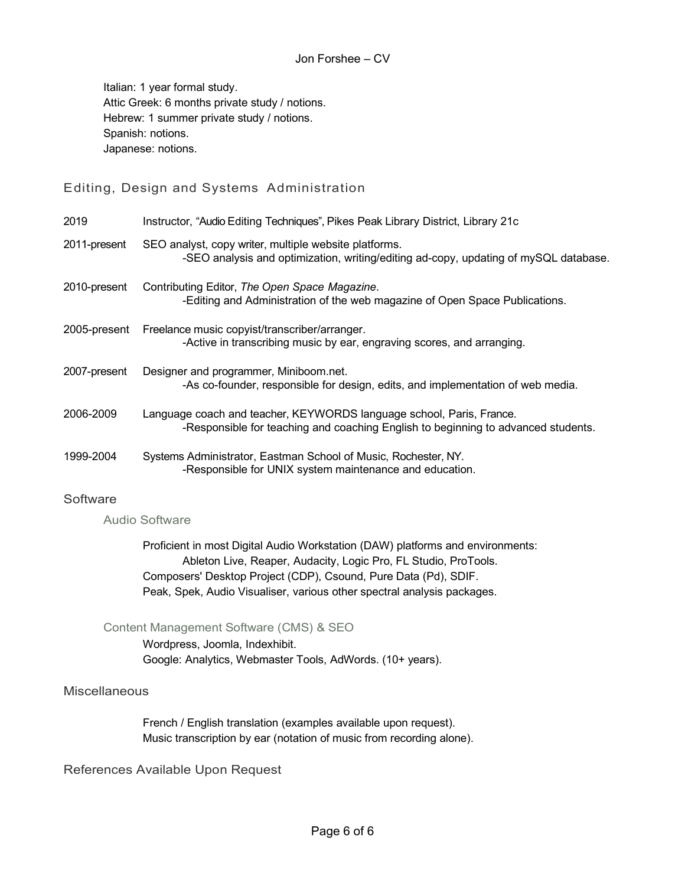Italian: 1 year formal study.
Attic Greek: 6 months private study / notions.
Hebrew: 1 summer private study / notions.
Spanish: notions.
Japanese: notions.

## Editing, Design and Systems Administration

| | |
|---|---|
| 2019 | Instructor, "Audio Editing Techniques", Pikes Peak Library District, Library 21c |
| 2011-present | SEO analyst, copy writer, multiple website platforms.<br>-SEO analysis and optimization, writing/editing ad-copy, updating of mySQL database. |
| 2010-present | Contributing Editor, *The Open Space Magazine*.<br>-Editing and Administration of the web magazine of Open Space Publications. |
| 2005-present | Freelance music copyist/transcriber/arranger.<br>-Active in transcribing music by ear, engraving scores, and arranging. |
| 2007-present | Designer and programmer, Miniboom.net.<br>-As co-founder, responsible for design, edits, and implementation of web media. |
| 2006-2009 | Language coach and teacher, KEYWORDS language school, Paris, France.<br>-Responsible for teaching and coaching English to beginning to advanced students. |
| 1999-2004 | Systems Administrator, Eastman School of Music, Rochester, NY.<br>-Responsible for UNIX system maintenance and education. |

## Software

### Audio Software

Proficient in most Digital Audio Workstation (DAW) platforms and environments:
Ableton Live, Reaper, Audacity, Logic Pro, FL Studio, ProTools.
Composers' Desktop Project (CDP), Csound, Pure Data (Pd), SDIF.
Peak, Spek, Audio Visualiser, various other spectral analysis packages.

### Content Management Software (CMS) & SEO

Wordpress, Joomla, Indexhibit.
Google: Analytics, Webmaster Tools, AdWords. (10+ years).

## Miscellaneous

French / English translation (examples available upon request).
Music transcription by ear (notation of music from recording alone).

## References Available Upon Request